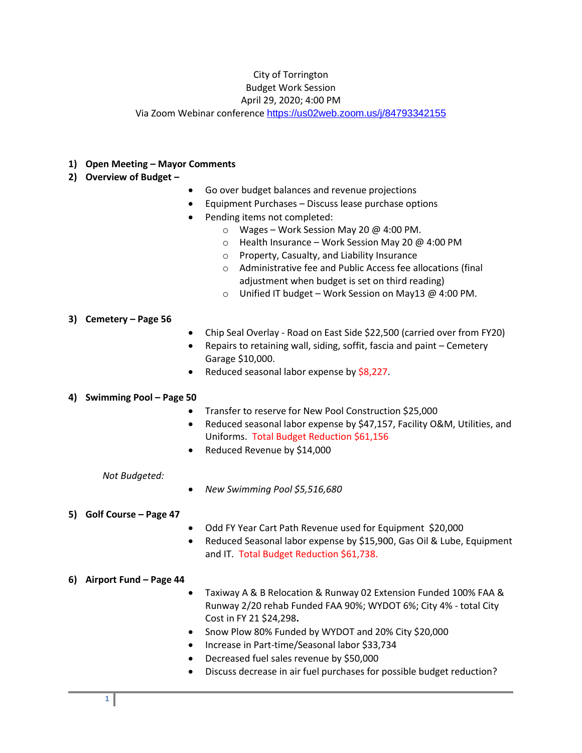City of Torrington
Budget Work Session
April 29, 2020; 4:00 PM
Via Zoom Webinar conference https://us02web.zoom.us/j/84793342155

1) **Open Meeting – Mayor Comments**
2) **Overview of Budget –**
    - Go over budget balances and revenue projections
    - Equipment Purchases – Discuss lease purchase options
    - Pending items not completed:
        - Wages – Work Session May 20 @ 4:00 PM.
        - Health Insurance – Work Session May 20 @ 4:00 PM
        - Property, Casualty, and Liability Insurance
        - Administrative fee and Public Access fee allocations (final adjustment when budget is set on third reading)
        - Unified IT budget – Work Session on May13 @ 4:00 PM.

3) **Cemetery – Page 56**
    - Chip Seal Overlay - Road on East Side $22,500 (carried over from FY20)
    - Repairs to retaining wall, siding, soffit, fascia and paint – Cemetery Garage $10,000.
    - Reduced seasonal labor expense by $8,227.

4) **Swimming Pool – Page 50**
    - Transfer to reserve for New Pool Construction $25,000
    - Reduced seasonal labor expense by $47,157, Facility O&M, Utilities, and Uniforms. Total Budget Reduction $61,156
    - Reduced Revenue by $14,000

    *Not Budgeted:*

    - *New Swimming Pool $5,516,680*

5) **Golf Course – Page 47**
    - Odd FY Year Cart Path Revenue used for Equipment $20,000
    - Reduced Seasonal labor expense by $15,900, Gas Oil & Lube, Equipment and IT. Total Budget Reduction $61,738.

6) **Airport Fund – Page 44**
    - Taxiway A & B Relocation & Runway 02 Extension Funded 100% FAA & Runway 2/20 rehab Funded FAA 90%; WYDOT 6%; City 4% - total City Cost in FY 21 $24,298**.**
    - Snow Plow 80% Funded by WYDOT and 20% City $20,000
    - Increase in Part-time/Seasonal labor $33,734
    - Decreased fuel sales revenue by $50,000
    - Discuss decrease in air fuel purchases for possible budget reduction?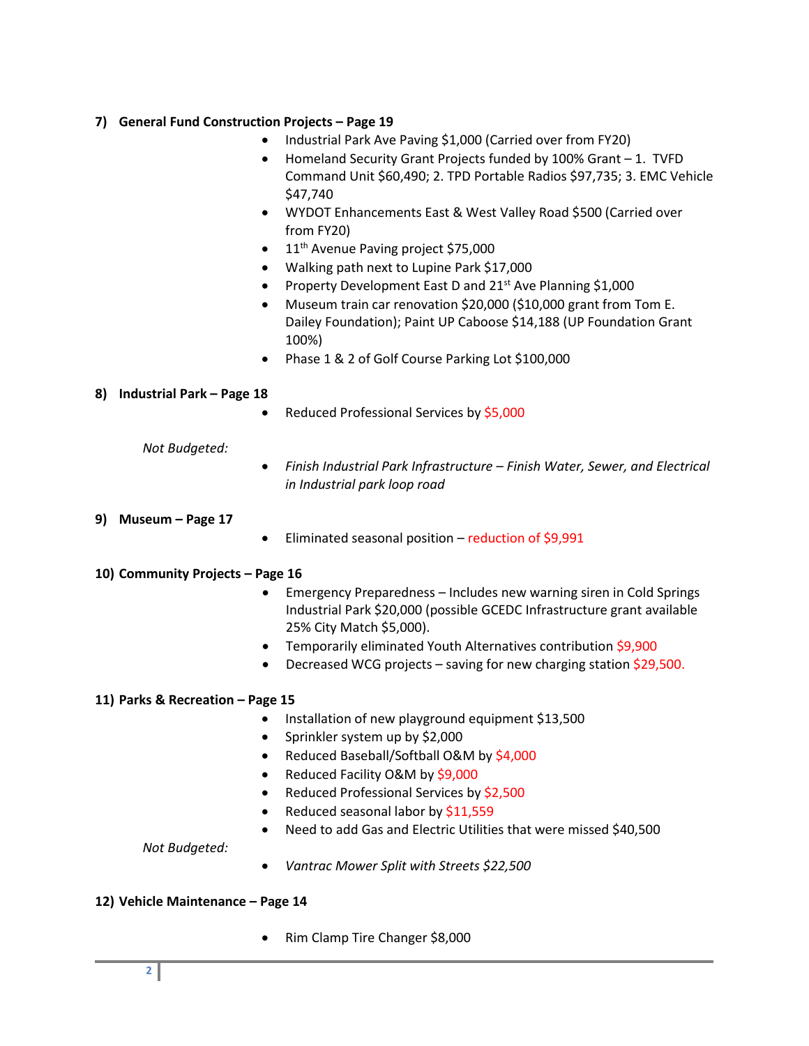### 7) General Fund Construction Projects – Page 19

- Industrial Park Ave Paving $1,000 (Carried over from FY20)
- Homeland Security Grant Projects funded by 100% Grant – 1. TVFD Command Unit $60,490; 2. TPD Portable Radios $97,735; 3. EMC Vehicle $47,740
- WYDOT Enhancements East & West Valley Road $500 (Carried over from FY20)
- 11th Avenue Paving project $75,000
- Walking path next to Lupine Park $17,000
- Property Development East D and 21st Ave Planning $1,000
- Museum train car renovation $20,000 ($10,000 grant from Tom E. Dailey Foundation); Paint UP Caboose $14,188 (UP Foundation Grant 100%)
- Phase 1 & 2 of Golf Course Parking Lot $100,000

### 8) Industrial Park – Page 18

- Reduced Professional Services by $5,000

*Not Budgeted:*

- *Finish Industrial Park Infrastructure – Finish Water, Sewer, and Electrical in Industrial park loop road*

### 9) Museum – Page 17

- Eliminated seasonal position – reduction of $9,991

### 10) Community Projects – Page 16

- Emergency Preparedness – Includes new warning siren in Cold Springs Industrial Park $20,000 (possible GCEDC Infrastructure grant available 25% City Match $5,000).
- Temporarily eliminated Youth Alternatives contribution $9,900
- Decreased WCG projects – saving for new charging station $29,500.

### 11) Parks & Recreation – Page 15

- Installation of new playground equipment $13,500
- Sprinkler system up by $2,000
- Reduced Baseball/Softball O&M by $4,000
- Reduced Facility O&M by $9,000
- Reduced Professional Services by $2,500
- Reduced seasonal labor by $11,559
- Need to add Gas and Electric Utilities that were missed $40,500

*Not Budgeted:*

- *Vantrac Mower Split with Streets $22,500*

### 12) Vehicle Maintenance – Page 14

- Rim Clamp Tire Changer $8,000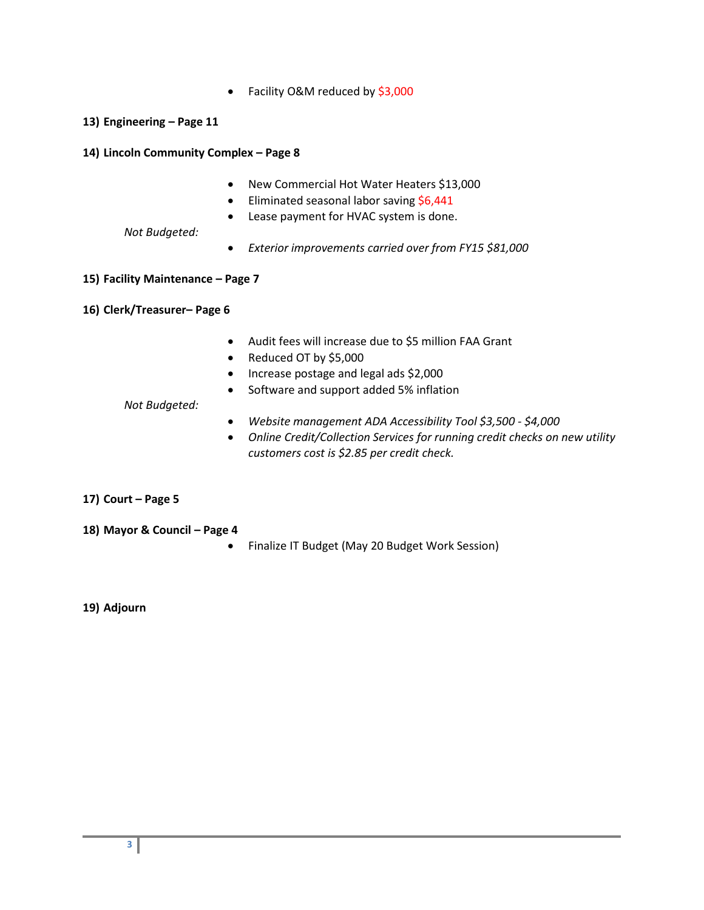- Facility O&M reduced by $3,000

**13) Engineering – Page 11**

**14) Lincoln Community Complex – Page 8**

- New Commercial Hot Water Heaters $13,000
- Eliminated seasonal labor saving $6,441
- Lease payment for HVAC system is done.

*Not Budgeted:*

- *Exterior improvements carried over from FY15 $81,000*

**15) Facility Maintenance – Page 7**

**16) Clerk/Treasurer– Page 6**

- Audit fees will increase due to $5 million FAA Grant
- Reduced OT by $5,000
- Increase postage and legal ads $2,000
- Software and support added 5% inflation

*Not Budgeted:*

- *Website management ADA Accessibility Tool $3,500 - $4,000*
- *Online Credit/Collection Services for running credit checks on new utility customers cost is $2.85 per credit check.*

**17) Court – Page 5**

**18) Mayor & Council – Page 4**

- Finalize IT Budget (May 20 Budget Work Session)

**19) Adjourn**